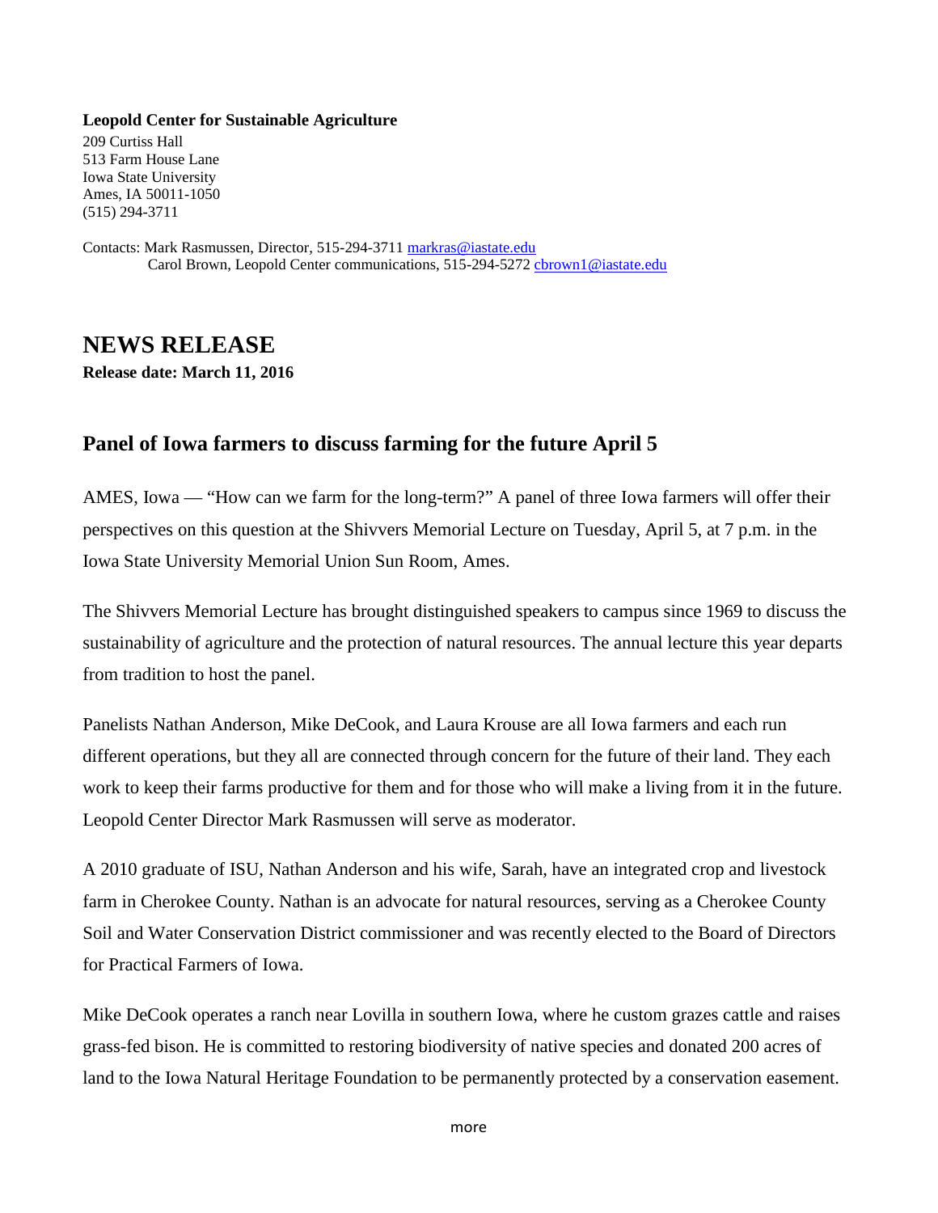**Leopold Center for Sustainable Agriculture**
209 Curtiss Hall
513 Farm House Lane
Iowa State University
Ames, IA 50011-1050
(515) 294-3711

Contacts: Mark Rasmussen, Director, 515-294-3711 markras@iastate.edu
Carol Brown, Leopold Center communications, 515-294-5272 cbrown1@iastate.edu

# NEWS RELEASE

**Release date: March 11, 2016**

## Panel of Iowa farmers to discuss farming for the future April 5

AMES, Iowa — "How can we farm for the long-term?" A panel of three Iowa farmers will offer their perspectives on this question at the Shivvers Memorial Lecture on Tuesday, April 5, at 7 p.m. in the Iowa State University Memorial Union Sun Room, Ames.

The Shivvers Memorial Lecture has brought distinguished speakers to campus since 1969 to discuss the sustainability of agriculture and the protection of natural resources. The annual lecture this year departs from tradition to host the panel.

Panelists Nathan Anderson, Mike DeCook, and Laura Krouse are all Iowa farmers and each run different operations, but they all are connected through concern for the future of their land. They each work to keep their farms productive for them and for those who will make a living from it in the future. Leopold Center Director Mark Rasmussen will serve as moderator.

A 2010 graduate of ISU, Nathan Anderson and his wife, Sarah, have an integrated crop and livestock farm in Cherokee County. Nathan is an advocate for natural resources, serving as a Cherokee County Soil and Water Conservation District commissioner and was recently elected to the Board of Directors for Practical Farmers of Iowa.

Mike DeCook operates a ranch near Lovilla in southern Iowa, where he custom grazes cattle and raises grass-fed bison. He is committed to restoring biodiversity of native species and donated 200 acres of land to the Iowa Natural Heritage Foundation to be permanently protected by a conservation easement.

more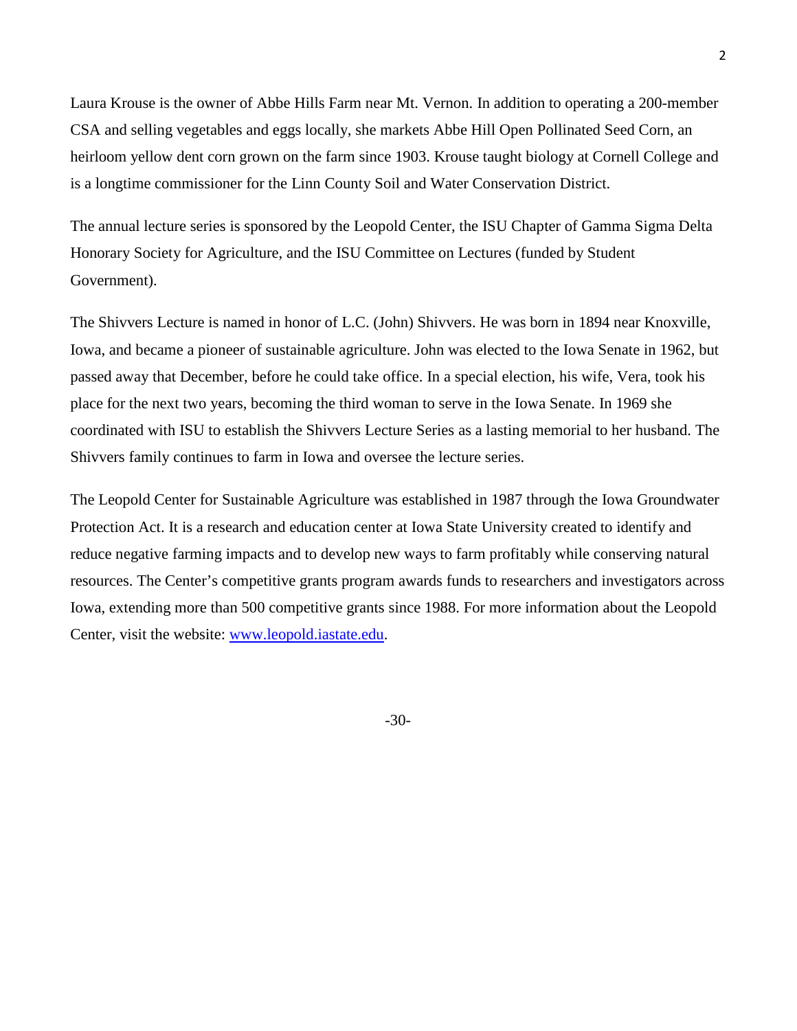Laura Krouse is the owner of Abbe Hills Farm near Mt. Vernon. In addition to operating a 200-member CSA and selling vegetables and eggs locally, she markets Abbe Hill Open Pollinated Seed Corn, an heirloom yellow dent corn grown on the farm since 1903. Krouse taught biology at Cornell College and is a longtime commissioner for the Linn County Soil and Water Conservation District.

The annual lecture series is sponsored by the Leopold Center, the ISU Chapter of Gamma Sigma Delta Honorary Society for Agriculture, and the ISU Committee on Lectures (funded by Student Government).

The Shivvers Lecture is named in honor of L.C. (John) Shivvers. He was born in 1894 near Knoxville, Iowa, and became a pioneer of sustainable agriculture. John was elected to the Iowa Senate in 1962, but passed away that December, before he could take office. In a special election, his wife, Vera, took his place for the next two years, becoming the third woman to serve in the Iowa Senate. In 1969 she coordinated with ISU to establish the Shivvers Lecture Series as a lasting memorial to her husband. The Shivvers family continues to farm in Iowa and oversee the lecture series.

The Leopold Center for Sustainable Agriculture was established in 1987 through the Iowa Groundwater Protection Act. It is a research and education center at Iowa State University created to identify and reduce negative farming impacts and to develop new ways to farm profitably while conserving natural resources. The Center's competitive grants program awards funds to researchers and investigators across Iowa, extending more than 500 competitive grants since 1988. For more information about the Leopold Center, visit the website: [www.leopold.iastate.edu](http://www.leopold.iastate.edu).

-30-